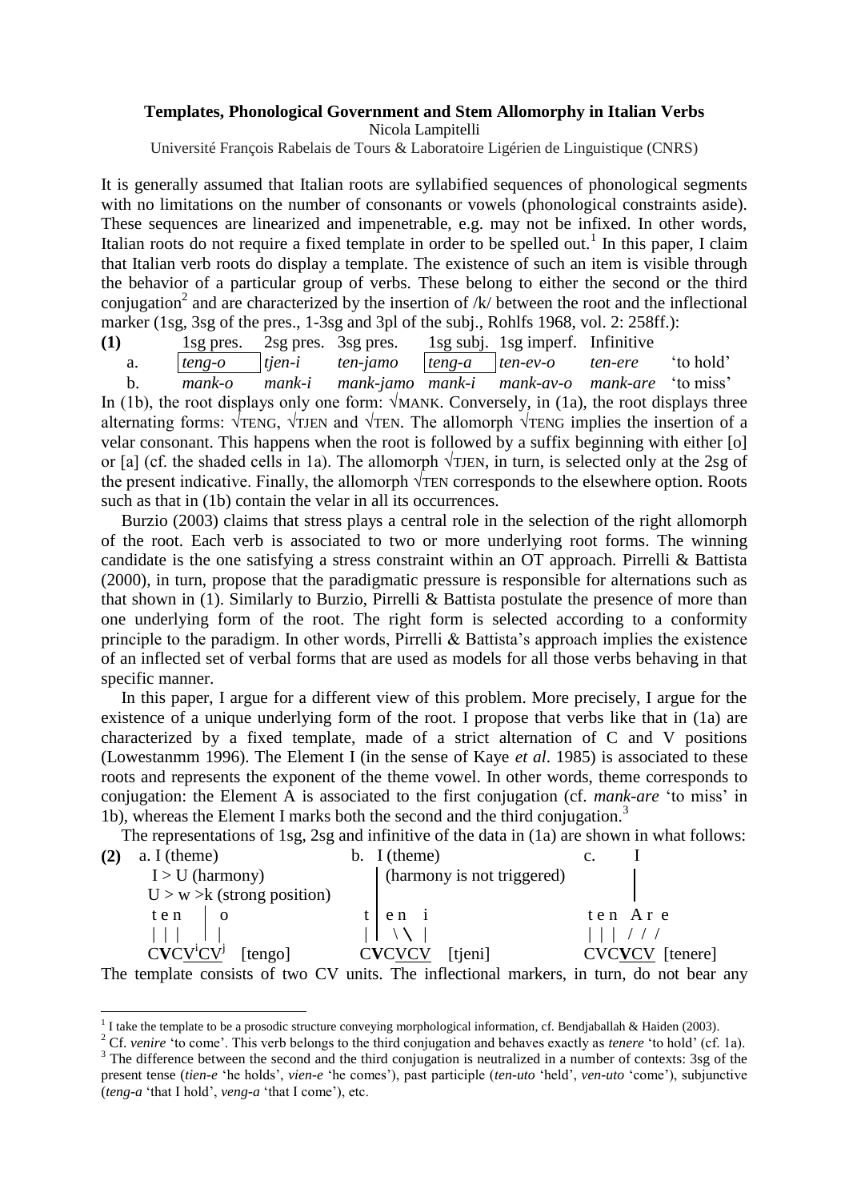**Templates, Phonological Government and Stem Allomorphy in Italian Verbs**

Nicola Lampitelli

Université François Rabelais de Tours & Laboratoire Ligérien de Linguistique (CNRS)

It is generally assumed that Italian roots are syllabified sequences of phonological segments with no limitations on the number of consonants or vowels (phonological constraints aside). These sequences are linearized and impenetrable, e.g. may not be infixed. In other words, Italian roots do not require a fixed template in order to be spelled out.[1] In this paper, I claim that Italian verb roots do display a template. The existence of such an item is visible through the behavior of a particular group of verbs. These belong to either the second or the third conjugation[2] and are characterized by the insertion of /k/ between the root and the inflectional marker (1sg, 3sg of the pres., 1-3sg and 3pl of the subj., Rohlfs 1968, vol. 2: 258ff.):

**(1)**

| | 1sg pres. | 2sg pres. | 3sg pres. | 1sg subj. | 1sg imperf. | Infinitive | |
|---|---|---|---|---|---|---|---|
| a. | *teng-o* | *tjen-i* | *ten-jamo* | *teng-a* | *ten-ev-o* | *ten-ere* | 'to hold' |
| b. | *mank-o* | *mank-i* | *mank-jamo* | *mank-i* | *mank-av-o* | *mank-are* | 'to miss' |

In (1b), the root displays only one form: √MANK. Conversely, in (1a), the root displays three alternating forms: √TENG, √TJEN and √TEN. The allomorph √TENG implies the insertion of a velar consonant. This happens when the root is followed by a suffix beginning with either [o] or [a] (cf. the shaded cells in 1a). The allomorph √TJEN, in turn, is selected only at the 2sg of the present indicative. Finally, the allomorph √TEN corresponds to the elsewhere option. Roots such as that in (1b) contain the velar in all its occurrences.

Burzio (2003) claims that stress plays a central role in the selection of the right allomorph of the root. Each verb is associated to two or more underlying root forms. The winning candidate is the one satisfying a stress constraint within an OT approach. Pirrelli & Battista (2000), in turn, propose that the paradigmatic pressure is responsible for alternations such as that shown in (1). Similarly to Burzio, Pirrelli & Battista postulate the presence of more than one underlying form of the root. The right form is selected according to a conformity principle to the paradigm. In other words, Pirrelli & Battista's approach implies the existence of an inflected set of verbal forms that are used as models for all those verbs behaving in that specific manner.

In this paper, I argue for a different view of this problem. More precisely, I argue for the existence of a unique underlying form of the root. I propose that verbs like that in (1a) are characterized by a fixed template, made of a strict alternation of C and V positions (Lowestanmm 1996). The Element I (in the sense of Kaye *et al*. 1985) is associated to these roots and represents the exponent of the theme vowel. In other words, theme corresponds to conjugation: the Element A is associated to the first conjugation (cf. *mank-are* 'to miss' in 1b), whereas the Element I marks both the second and the third conjugation.[3]

The representations of 1sg, 2sg and infinitive of the data in (1a) are shown in what follows:

**(2)**

```
a. I (theme)                    b. I (theme)                    c.     I
   I > U (harmony)                 | (harmony is not triggered)        |
   U > w >k (strong position)      |                                   |
   t e n   |  o                  t | e n   i                   t e n  A r e
   | | |   |  |                  | |  \ \  |                   | | |  / / /
   CVCV^iCV^j  [tengo]           CVCVCV   [tjeni]              CVCVCV  [tenere]
```

The template consists of two CV units. The inflectional markers, in turn, do not bear any

---

[1] I take the template to be a prosodic structure conveying morphological information, cf. Bendjaballah & Haiden (2003).

[2] Cf. *venire* 'to come'. This verb belongs to the third conjugation and behaves exactly as *tenere* 'to hold' (cf. 1a).

[3] The difference between the second and the third conjugation is neutralized in a number of contexts: 3sg of the present tense (*tien-e* 'he holds', *vien-e* 'he comes'), past participle (*ten-uto* 'held', *ven-uto* 'come'), subjunctive (*teng-a* 'that I hold', *veng-a* 'that I come'), etc.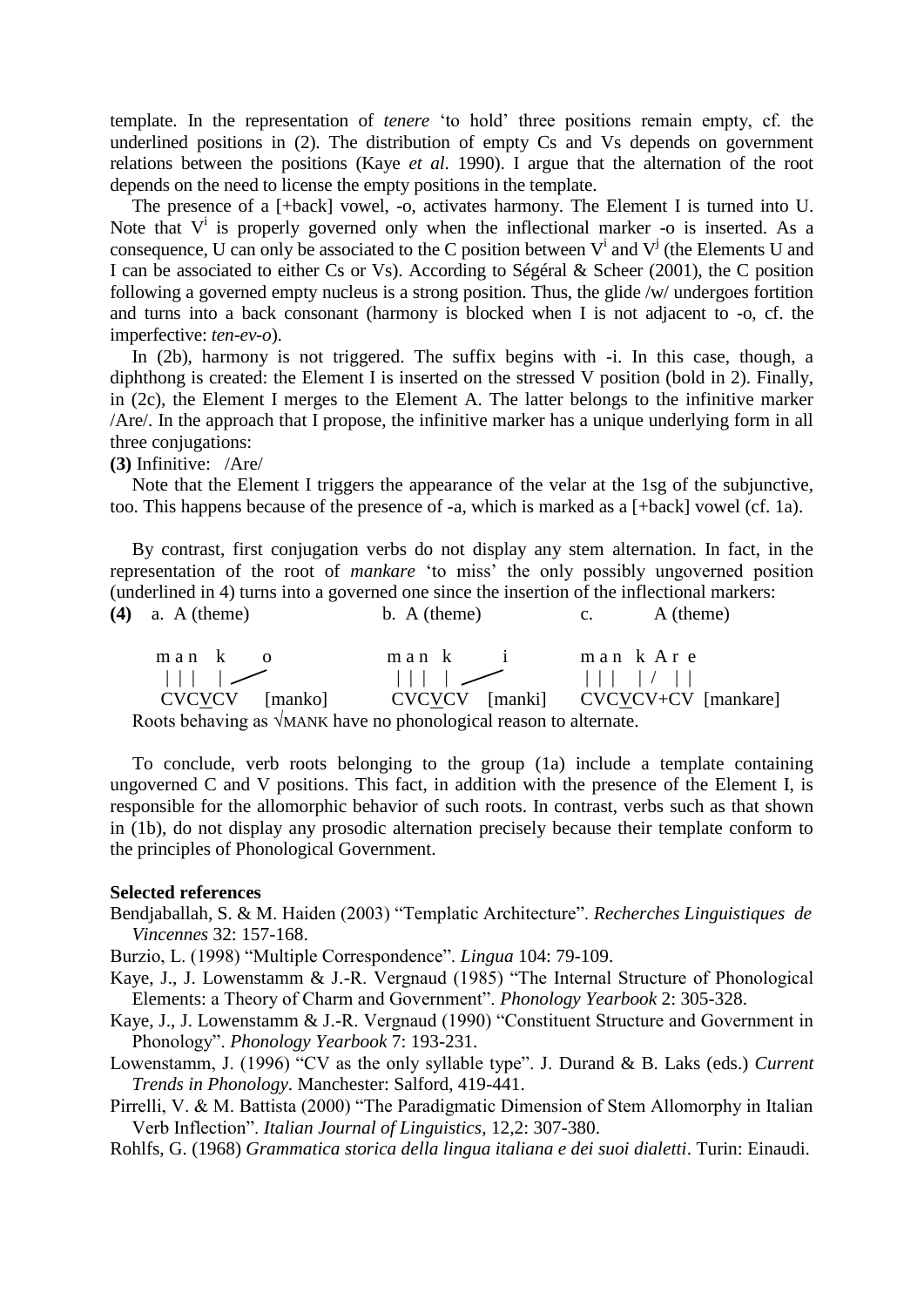template. In the representation of *tenere* 'to hold' three positions remain empty, cf. the underlined positions in (2). The distribution of empty Cs and Vs depends on government relations between the positions (Kaye *et al*. 1990). I argue that the alternation of the root depends on the need to license the empty positions in the template.

The presence of a [+back] vowel, -o, activates harmony. The Element I is turned into U. Note that $V^i$ is properly governed only when the inflectional marker -o is inserted. As a consequence, U can only be associated to the C position between $V^i$ and $V^j$ (the Elements U and I can be associated to either Cs or Vs). According to Ségéral & Scheer (2001), the C position following a governed empty nucleus is a strong position. Thus, the glide /w/ undergoes fortition and turns into a back consonant (harmony is blocked when I is not adjacent to -o, cf. the imperfective: *ten-ev-o*).

In (2b), harmony is not triggered. The suffix begins with -i. In this case, though, a diphthong is created: the Element I is inserted on the stressed V position (bold in 2). Finally, in (2c), the Element I merges to the Element A. The latter belongs to the infinitive marker /Are/. In the approach that I propose, the infinitive marker has a unique underlying form in all three conjugations:

**(3)** Infinitive: /Are/

Note that the Element I triggers the appearance of the velar at the 1sg of the subjunctive, too. This happens because of the presence of -a, which is marked as a [+back] vowel (cf. 1a).

By contrast, first conjugation verbs do not display any stem alternation. In fact, in the representation of the root of *mankare* 'to miss' the only possibly ungoverned position (underlined in 4) turns into a governed one since the insertion of the inflectional markers:

**(4)** a. A (theme) b. A (theme) c. A (theme)

```
 m a n  k     o          m a n  k       i         m a n  k A r e
 | | |  |  ___/          | | |  |  ____/          | | |  | /  | |
 CVCVCV   [manko]        CVCVCV   [manki]         CVCVCV+CV  [mankare]
```

Roots behaving as √MANK have no phonological reason to alternate.

To conclude, verb roots belonging to the group (1a) include a template containing ungoverned C and V positions. This fact, in addition with the presence of the Element I, is responsible for the allomorphic behavior of such roots. In contrast, verbs such as that shown in (1b), do not display any prosodic alternation precisely because their template conform to the principles of Phonological Government.

**Selected references**

Bendjaballah, S. & M. Haiden (2003) "Templatic Architecture". *Recherches Linguistiques de Vincennes* 32: 157-168.

Burzio, L. (1998) "Multiple Correspondence". *Lingua* 104: 79-109.

Kaye, J., J. Lowenstamm & J.-R. Vergnaud (1985) "The Internal Structure of Phonological Elements: a Theory of Charm and Government". *Phonology Yearbook* 2: 305-328.

Kaye, J., J. Lowenstamm & J.-R. Vergnaud (1990) "Constituent Structure and Government in Phonology". *Phonology Yearbook* 7: 193-231.

Lowenstamm, J. (1996) "CV as the only syllable type". J. Durand & B. Laks (eds.) *Current Trends in Phonology*. Manchester: Salford, 419-441.

Pirrelli, V. & M. Battista (2000) "The Paradigmatic Dimension of Stem Allomorphy in Italian Verb Inflection". *Italian Journal of Linguistics*, 12,2: 307-380.

Rohlfs, G. (1968) *Grammatica storica della lingua italiana e dei suoi dialetti*. Turin: Einaudi.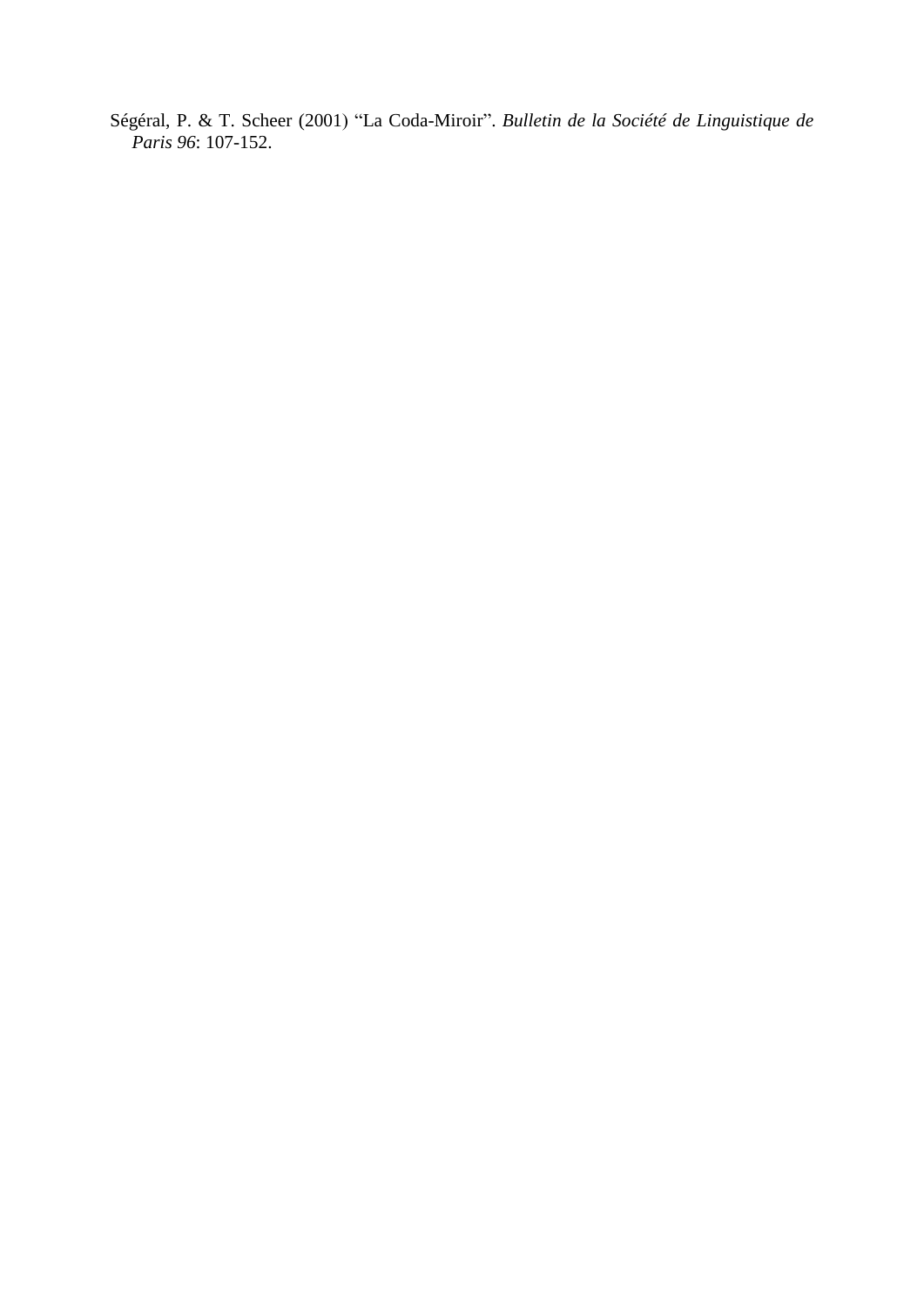Ségéral, P. & T. Scheer (2001) “La Coda-Miroir”. *Bulletin de la Société de Linguistique de Paris 96*: 107-152.